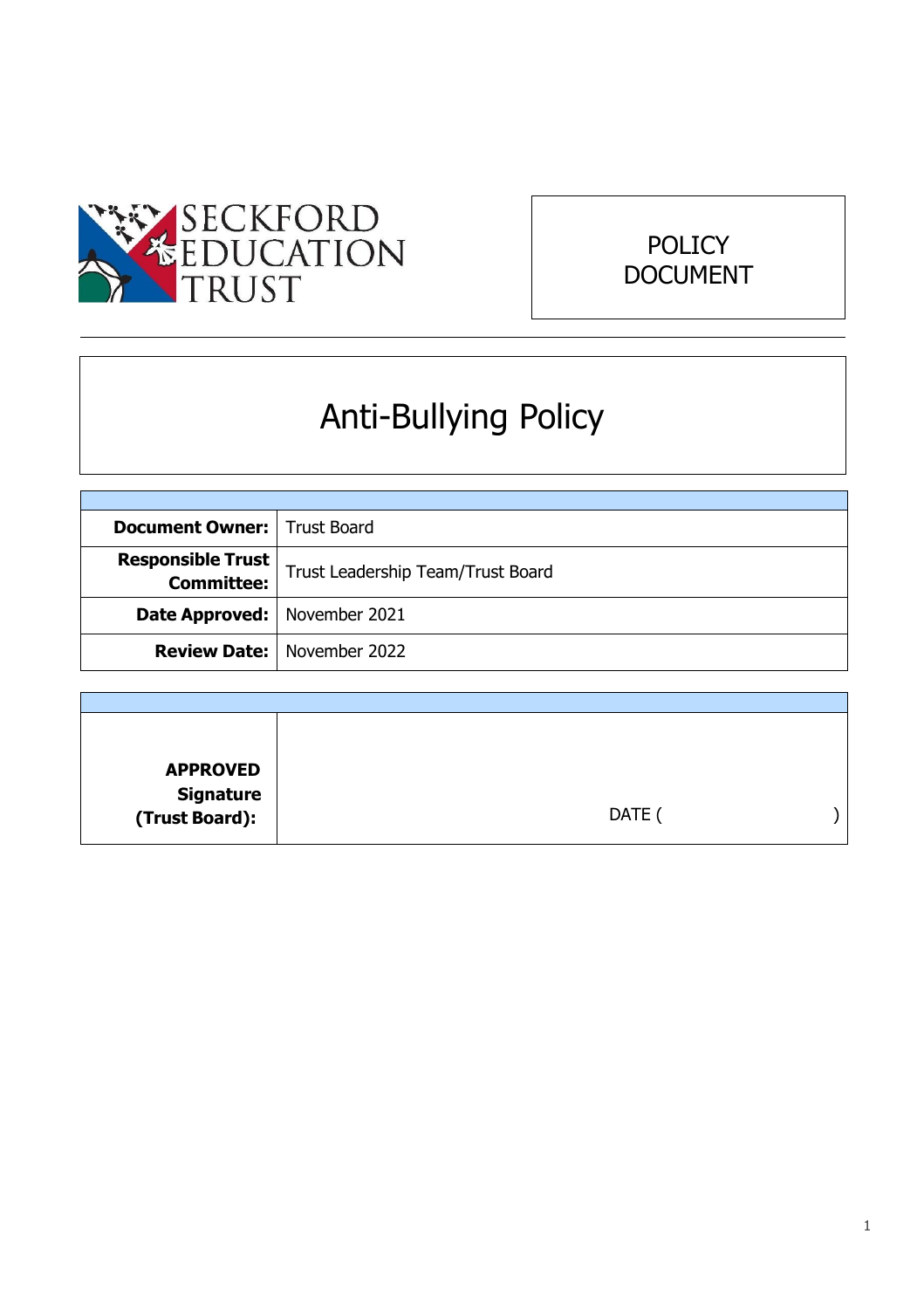SECKFORD EDUCATION TRUST

POLICY DOCUMENT

# Anti-Bullying Policy

| | |
|---|---|
| **Document Owner:** | Trust Board |
| **Responsible Trust Committee:** | Trust Leadership Team/Trust Board |
| **Date Approved:** | November 2021 |
| **Review Date:** | November 2022 |

| | |
|---|---|
| **APPROVED Signature (Trust Board):** | DATE ( ) |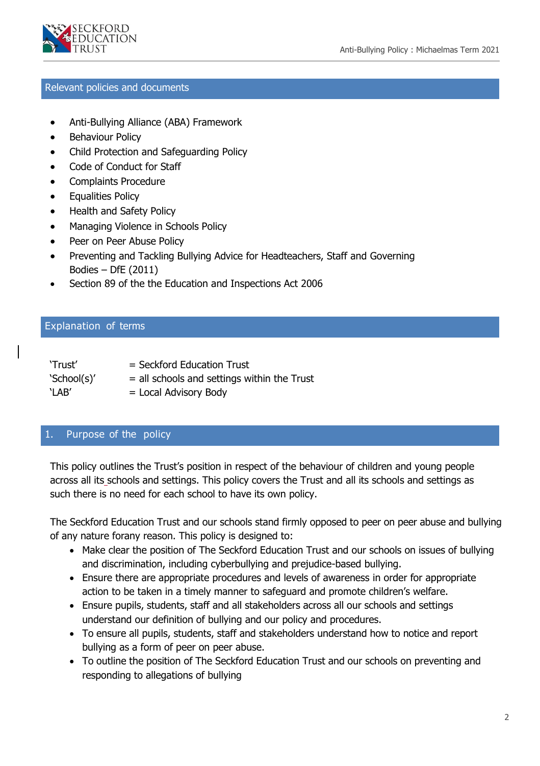## Relevant policies and documents

- Anti-Bullying Alliance (ABA) Framework
- Behaviour Policy
- Child Protection and Safeguarding Policy
- Code of Conduct for Staff
- Complaints Procedure
- Equalities Policy
- Health and Safety Policy
- Managing Violence in Schools Policy
- Peer on Peer Abuse Policy
- Preventing and Tackling Bullying Advice for Headteachers, Staff and Governing Bodies – DfE (2011)
- Section 89 of the the Education and Inspections Act 2006

## Explanation of terms

| | |
|---|---|
| 'Trust' | = Seckford Education Trust |
| 'School(s)' | = all schools and settings within the Trust |
| 'LAB' | = Local Advisory Body |

## 1. Purpose of the policy

This policy outlines the Trust's position in respect of the behaviour of children and young people across all its schools and settings. This policy covers the Trust and all its schools and settings as such there is no need for each school to have its own policy.

The Seckford Education Trust and our schools stand firmly opposed to peer on peer abuse and bullying of any nature forany reason. This policy is designed to:

- Make clear the position of The Seckford Education Trust and our schools on issues of bullying and discrimination, including cyberbullying and prejudice-based bullying.
- Ensure there are appropriate procedures and levels of awareness in order for appropriate action to be taken in a timely manner to safeguard and promote children's welfare.
- Ensure pupils, students, staff and all stakeholders across all our schools and settings understand our definition of bullying and our policy and procedures.
- To ensure all pupils, students, staff and stakeholders understand how to notice and report bullying as a form of peer on peer abuse.
- To outline the position of The Seckford Education Trust and our schools on preventing and responding to allegations of bullying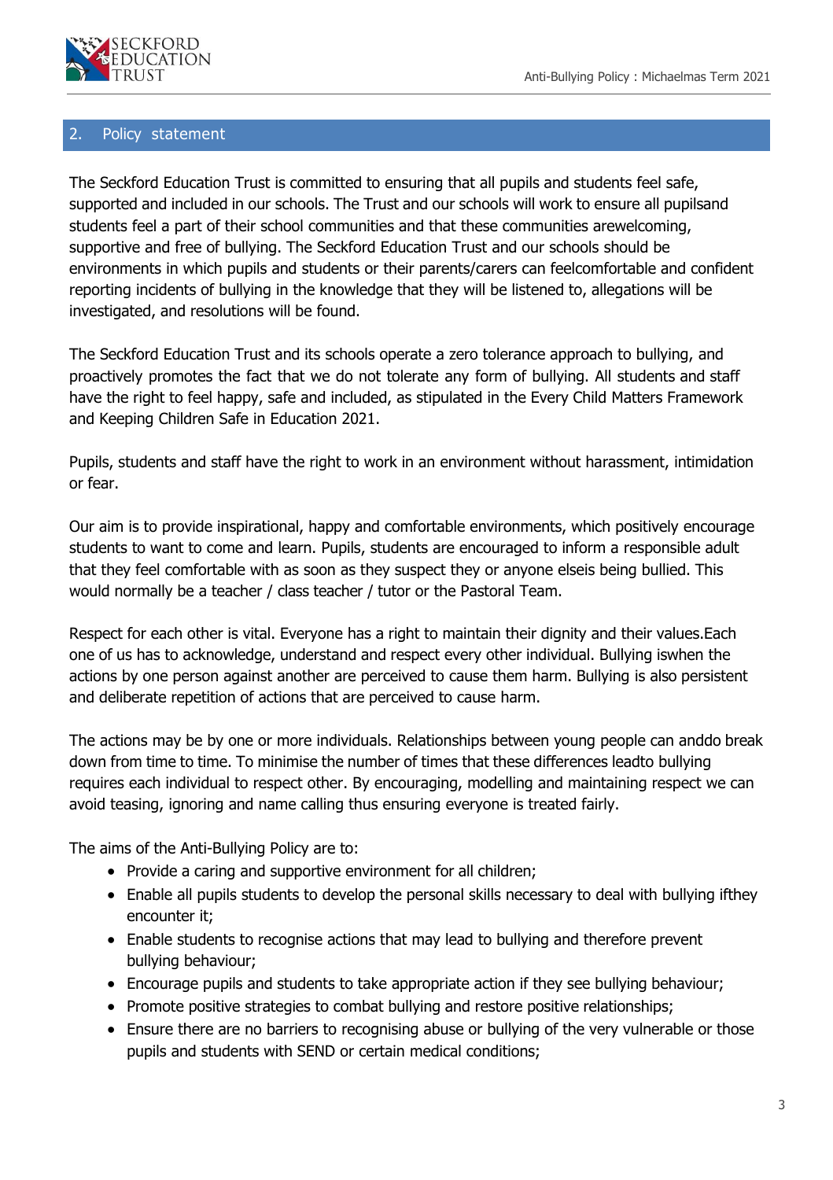## 2. Policy statement

The Seckford Education Trust is committed to ensuring that all pupils and students feel safe, supported and included in our schools. The Trust and our schools will work to ensure all pupilsand students feel a part of their school communities and that these communities arewelcoming, supportive and free of bullying. The Seckford Education Trust and our schools should be environments in which pupils and students or their parents/carers can feelcomfortable and confident reporting incidents of bullying in the knowledge that they will be listened to, allegations will be investigated, and resolutions will be found.

The Seckford Education Trust and its schools operate a zero tolerance approach to bullying, and proactively promotes the fact that we do not tolerate any form of bullying. All students and staff have the right to feel happy, safe and included, as stipulated in the Every Child Matters Framework and Keeping Children Safe in Education 2021.

Pupils, students and staff have the right to work in an environment without harassment, intimidation or fear.

Our aim is to provide inspirational, happy and comfortable environments, which positively encourage students to want to come and learn. Pupils, students are encouraged to inform a responsible adult that they feel comfortable with as soon as they suspect they or anyone elseis being bullied. This would normally be a teacher / class teacher / tutor or the Pastoral Team.

Respect for each other is vital. Everyone has a right to maintain their dignity and their values.Each one of us has to acknowledge, understand and respect every other individual. Bullying iswhen the actions by one person against another are perceived to cause them harm. Bullying is also persistent and deliberate repetition of actions that are perceived to cause harm.

The actions may be by one or more individuals. Relationships between young people can anddo break down from time to time. To minimise the number of times that these differences leadto bullying requires each individual to respect other. By encouraging, modelling and maintaining respect we can avoid teasing, ignoring and name calling thus ensuring everyone is treated fairly.

The aims of the Anti-Bullying Policy are to:

- Provide a caring and supportive environment for all children;
- Enable all pupils students to develop the personal skills necessary to deal with bullying ifthey encounter it;
- Enable students to recognise actions that may lead to bullying and therefore prevent bullying behaviour;
- Encourage pupils and students to take appropriate action if they see bullying behaviour;
- Promote positive strategies to combat bullying and restore positive relationships;
- Ensure there are no barriers to recognising abuse or bullying of the very vulnerable or those pupils and students with SEND or certain medical conditions;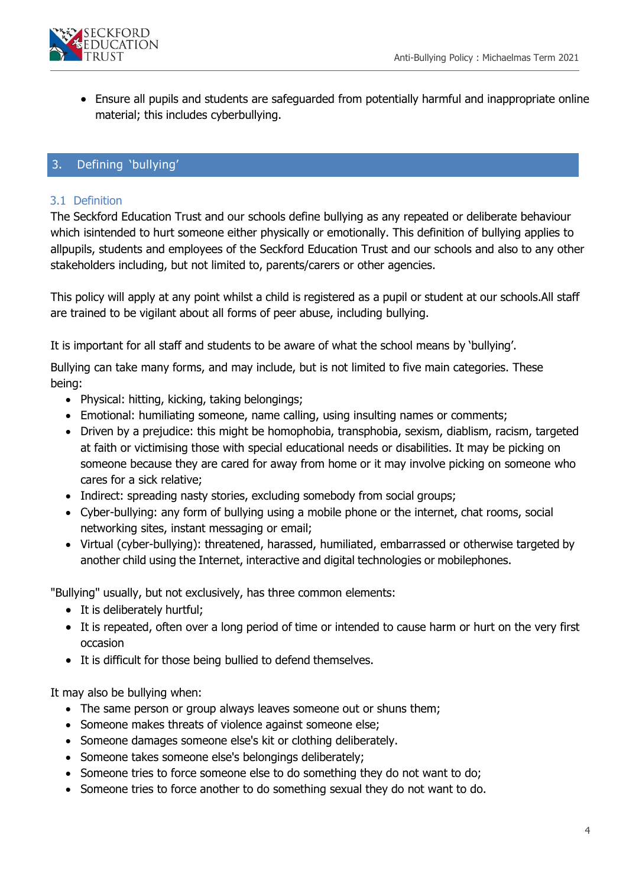- Ensure all pupils and students are safeguarded from potentially harmful and inappropriate online material; this includes cyberbullying.

## 3. Defining 'bullying'

### 3.1 Definition

The Seckford Education Trust and our schools define bullying as any repeated or deliberate behaviour which isintended to hurt someone either physically or emotionally. This definition of bullying applies to allpupils, students and employees of the Seckford Education Trust and our schools and also to any other stakeholders including, but not limited to, parents/carers or other agencies.

This policy will apply at any point whilst a child is registered as a pupil or student at our schools.All staff are trained to be vigilant about all forms of peer abuse, including bullying.

It is important for all staff and students to be aware of what the school means by 'bullying'.

Bullying can take many forms, and may include, but is not limited to five main categories. These being:

- Physical: hitting, kicking, taking belongings;
- Emotional: humiliating someone, name calling, using insulting names or comments;
- Driven by a prejudice: this might be homophobia, transphobia, sexism, diablism, racism, targeted at faith or victimising those with special educational needs or disabilities. It may be picking on someone because they are cared for away from home or it may involve picking on someone who cares for a sick relative;
- Indirect: spreading nasty stories, excluding somebody from social groups;
- Cyber-bullying: any form of bullying using a mobile phone or the internet, chat rooms, social networking sites, instant messaging or email;
- Virtual (cyber-bullying): threatened, harassed, humiliated, embarrassed or otherwise targeted by another child using the Internet, interactive and digital technologies or mobilephones.

"Bullying" usually, but not exclusively, has three common elements:

- It is deliberately hurtful;
- It is repeated, often over a long period of time or intended to cause harm or hurt on the very first occasion
- It is difficult for those being bullied to defend themselves.

It may also be bullying when:

- The same person or group always leaves someone out or shuns them;
- Someone makes threats of violence against someone else;
- Someone damages someone else's kit or clothing deliberately.
- Someone takes someone else's belongings deliberately;
- Someone tries to force someone else to do something they do not want to do;
- Someone tries to force another to do something sexual they do not want to do.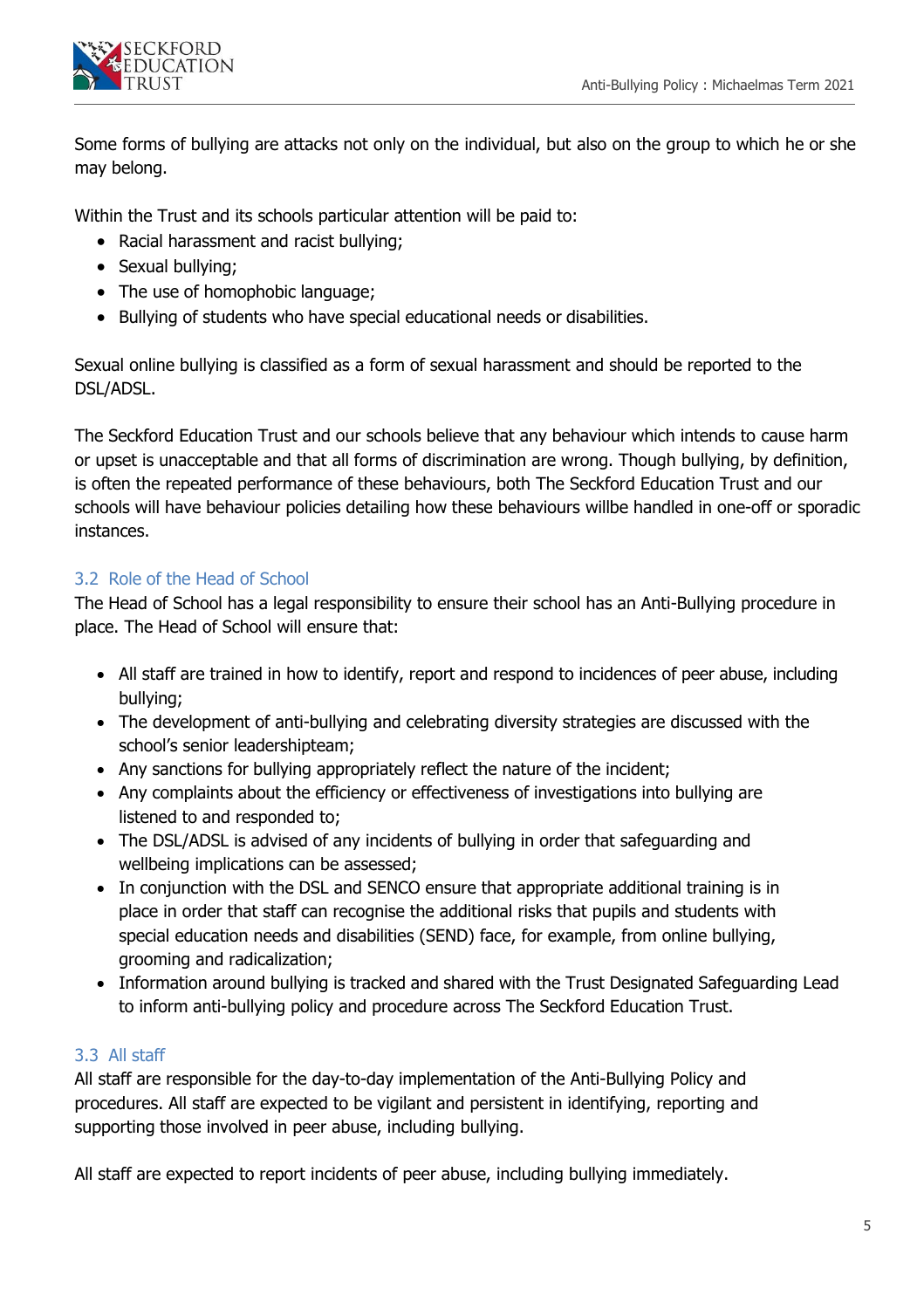Some forms of bullying are attacks not only on the individual, but also on the group to which he or she may belong.

Within the Trust and its schools particular attention will be paid to:

- Racial harassment and racist bullying;
- Sexual bullying;
- The use of homophobic language;
- Bullying of students who have special educational needs or disabilities.

Sexual online bullying is classified as a form of sexual harassment and should be reported to the DSL/ADSL.

The Seckford Education Trust and our schools believe that any behaviour which intends to cause harm or upset is unacceptable and that all forms of discrimination are wrong. Though bullying, by definition, is often the repeated performance of these behaviours, both The Seckford Education Trust and our schools will have behaviour policies detailing how these behaviours willbe handled in one-off or sporadic instances.

### 3.2 Role of the Head of School

The Head of School has a legal responsibility to ensure their school has an Anti-Bullying procedure in place. The Head of School will ensure that:

- All staff are trained in how to identify, report and respond to incidences of peer abuse, including bullying;
- The development of anti-bullying and celebrating diversity strategies are discussed with the school's senior leadershipteam;
- Any sanctions for bullying appropriately reflect the nature of the incident;
- Any complaints about the efficiency or effectiveness of investigations into bullying are listened to and responded to;
- The DSL/ADSL is advised of any incidents of bullying in order that safeguarding and wellbeing implications can be assessed;
- In conjunction with the DSL and SENCO ensure that appropriate additional training is in place in order that staff can recognise the additional risks that pupils and students with special education needs and disabilities (SEND) face, for example, from online bullying, grooming and radicalization;
- Information around bullying is tracked and shared with the Trust Designated Safeguarding Lead to inform anti-bullying policy and procedure across The Seckford Education Trust.

### 3.3 All staff

All staff are responsible for the day-to-day implementation of the Anti-Bullying Policy and procedures. All staff are expected to be vigilant and persistent in identifying, reporting and supporting those involved in peer abuse, including bullying.

All staff are expected to report incidents of peer abuse, including bullying immediately.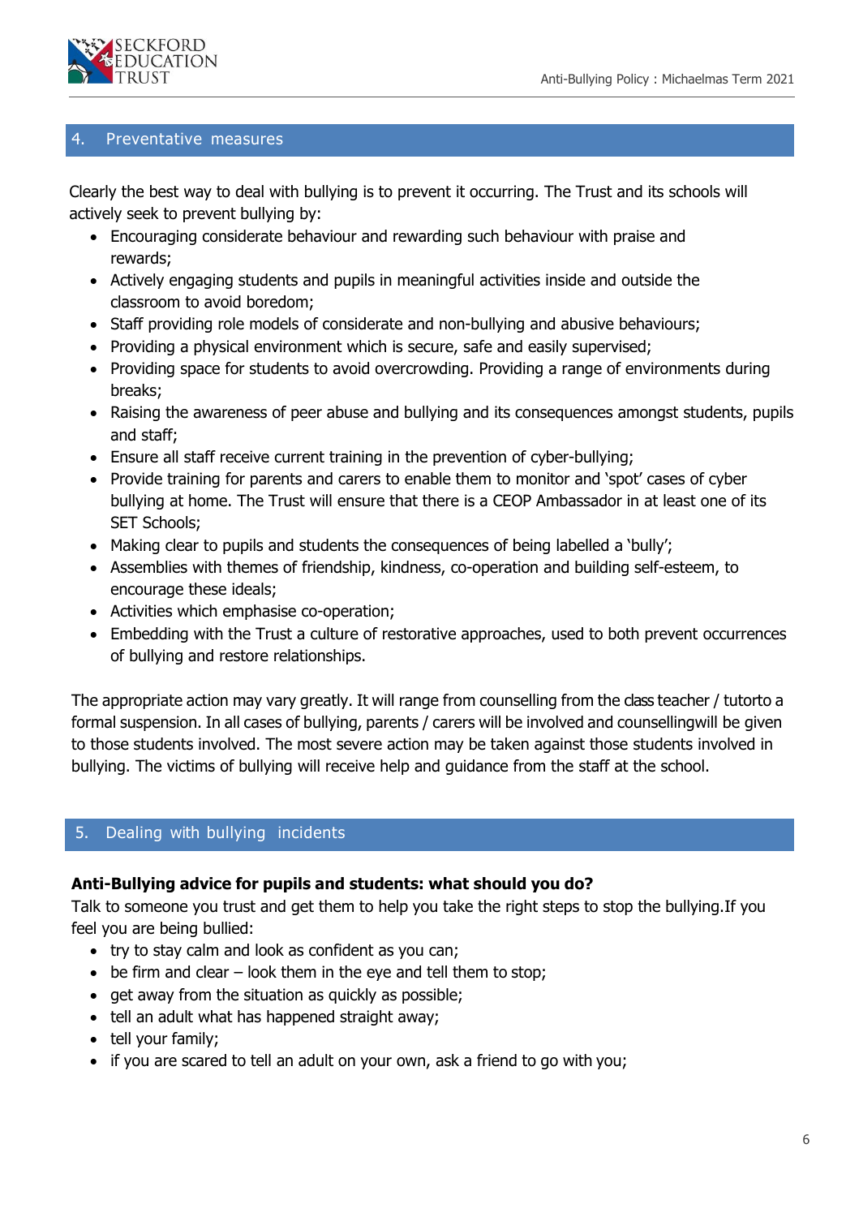## 4. Preventative measures

Clearly the best way to deal with bullying is to prevent it occurring. The Trust and its schools will actively seek to prevent bullying by:

- Encouraging considerate behaviour and rewarding such behaviour with praise and rewards;
- Actively engaging students and pupils in meaningful activities inside and outside the classroom to avoid boredom;
- Staff providing role models of considerate and non-bullying and abusive behaviours;
- Providing a physical environment which is secure, safe and easily supervised;
- Providing space for students to avoid overcrowding. Providing a range of environments during breaks;
- Raising the awareness of peer abuse and bullying and its consequences amongst students, pupils and staff;
- Ensure all staff receive current training in the prevention of cyber-bullying;
- Provide training for parents and carers to enable them to monitor and 'spot' cases of cyber bullying at home. The Trust will ensure that there is a CEOP Ambassador in at least one of its SET Schools;
- Making clear to pupils and students the consequences of being labelled a 'bully';
- Assemblies with themes of friendship, kindness, co-operation and building self-esteem, to encourage these ideals;
- Activities which emphasise co-operation;
- Embedding with the Trust a culture of restorative approaches, used to both prevent occurrences of bullying and restore relationships.

The appropriate action may vary greatly. It will range from counselling from the class teacher / tutorto a formal suspension. In all cases of bullying, parents / carers will be involved and counsellingwill be given to those students involved. The most severe action may be taken against those students involved in bullying. The victims of bullying will receive help and guidance from the staff at the school.

## 5. Dealing with bullying incidents

**Anti-Bullying advice for pupils and students: what should you do?**

Talk to someone you trust and get them to help you take the right steps to stop the bullying.If you feel you are being bullied:

- try to stay calm and look as confident as you can;
- be firm and clear – look them in the eye and tell them to stop;
- get away from the situation as quickly as possible;
- tell an adult what has happened straight away;
- tell your family;
- if you are scared to tell an adult on your own, ask a friend to go with you;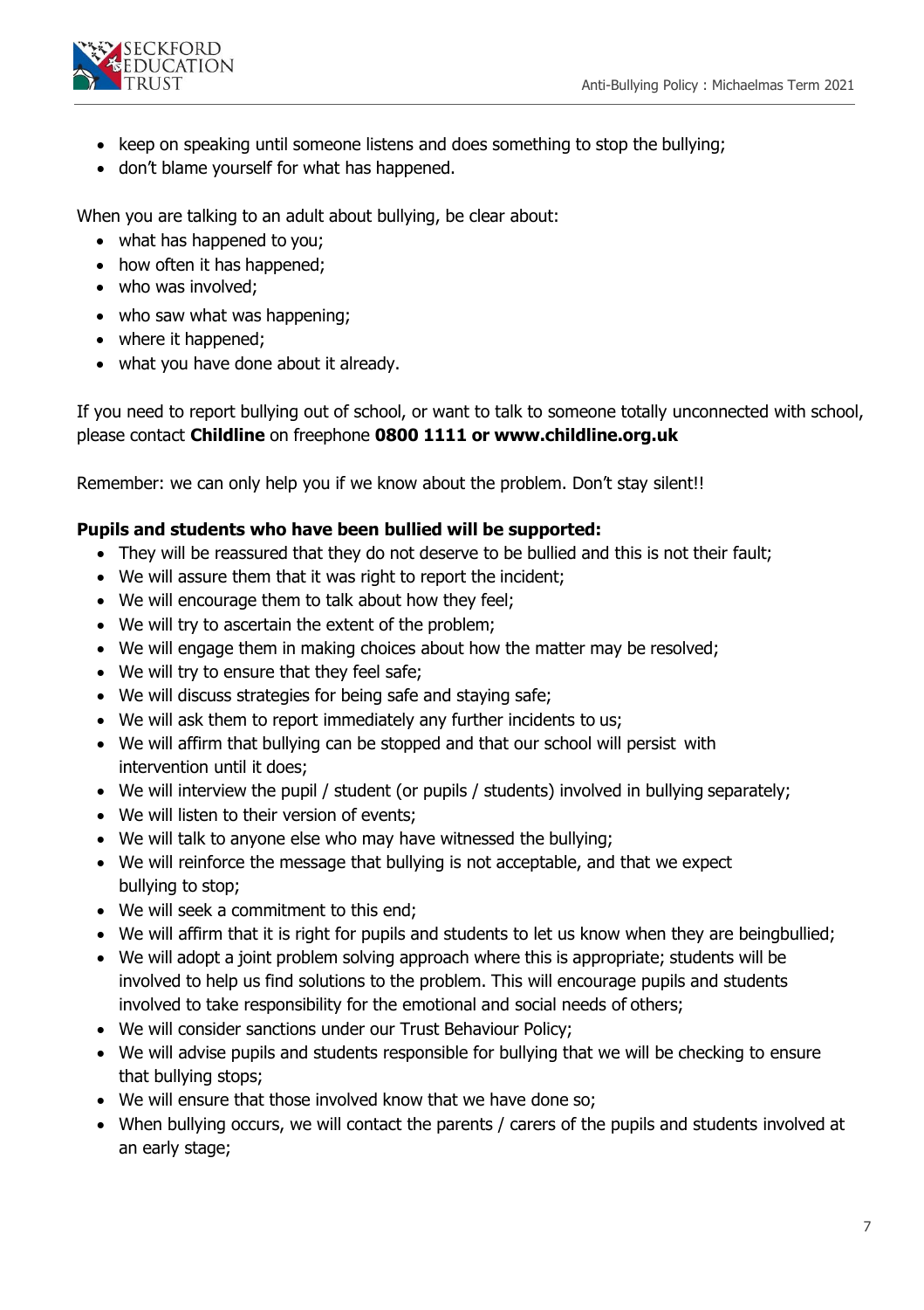- keep on speaking until someone listens and does something to stop the bullying;
- don't blame yourself for what has happened.

When you are talking to an adult about bullying, be clear about:

- what has happened to you;
- how often it has happened;
- who was involved;
- who saw what was happening;
- where it happened;
- what you have done about it already.

If you need to report bullying out of school, or want to talk to someone totally unconnected with school, please contact **Childline** on freephone **0800 1111 or www.childline.org.uk**

Remember: we can only help you if we know about the problem. Don't stay silent!!

**Pupils and students who have been bullied will be supported:**

- They will be reassured that they do not deserve to be bullied and this is not their fault;
- We will assure them that it was right to report the incident;
- We will encourage them to talk about how they feel;
- We will try to ascertain the extent of the problem;
- We will engage them in making choices about how the matter may be resolved;
- We will try to ensure that they feel safe;
- We will discuss strategies for being safe and staying safe;
- We will ask them to report immediately any further incidents to us;
- We will affirm that bullying can be stopped and that our school will persist with intervention until it does;
- We will interview the pupil / student (or pupils / students) involved in bullying separately;
- We will listen to their version of events;
- We will talk to anyone else who may have witnessed the bullying;
- We will reinforce the message that bullying is not acceptable, and that we expect bullying to stop;
- We will seek a commitment to this end;
- We will affirm that it is right for pupils and students to let us know when they are beingbullied;
- We will adopt a joint problem solving approach where this is appropriate; students will be involved to help us find solutions to the problem. This will encourage pupils and students involved to take responsibility for the emotional and social needs of others;
- We will consider sanctions under our Trust Behaviour Policy;
- We will advise pupils and students responsible for bullying that we will be checking to ensure that bullying stops;
- We will ensure that those involved know that we have done so;
- When bullying occurs, we will contact the parents / carers of the pupils and students involved at an early stage;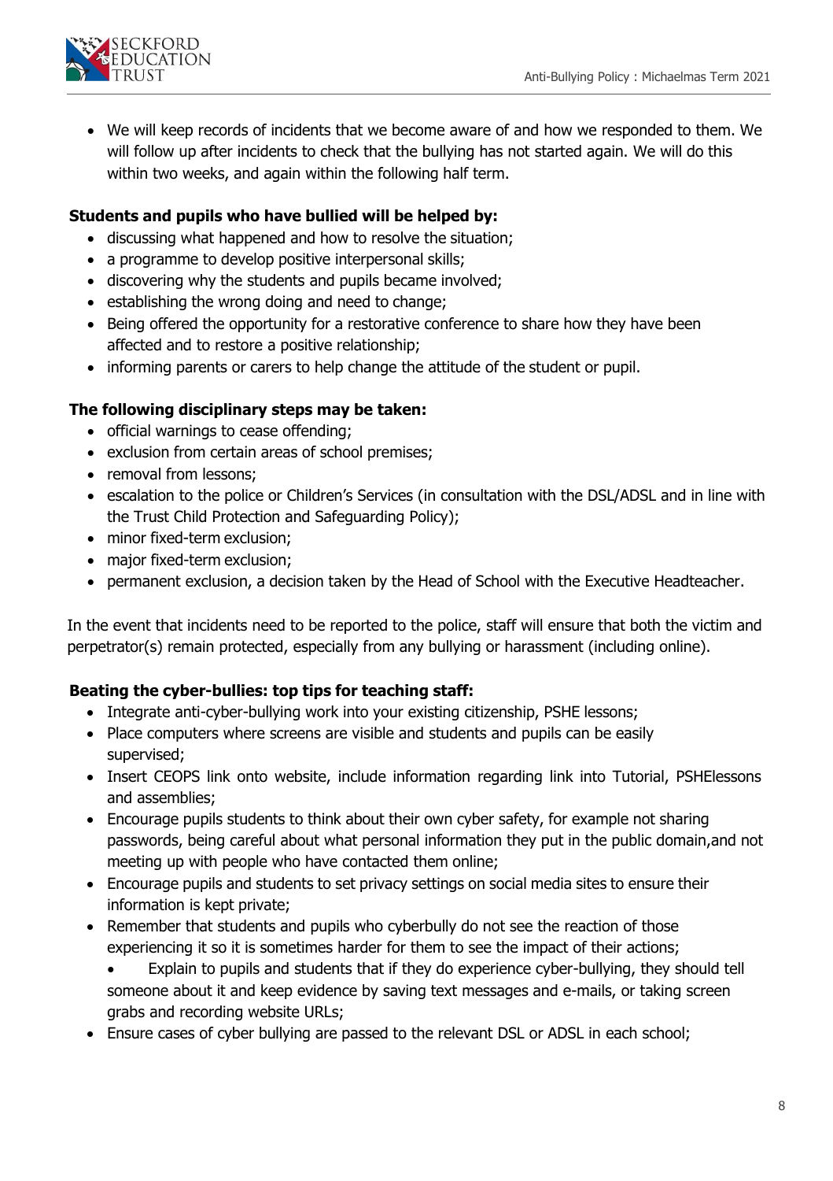- We will keep records of incidents that we become aware of and how we responded to them. We will follow up after incidents to check that the bullying has not started again. We will do this within two weeks, and again within the following half term.

**Students and pupils who have bullied will be helped by:**

- discussing what happened and how to resolve the situation;
- a programme to develop positive interpersonal skills;
- discovering why the students and pupils became involved;
- establishing the wrong doing and need to change;
- Being offered the opportunity for a restorative conference to share how they have been affected and to restore a positive relationship;
- informing parents or carers to help change the attitude of the student or pupil.

**The following disciplinary steps may be taken:**

- official warnings to cease offending;
- exclusion from certain areas of school premises;
- removal from lessons;
- escalation to the police or Children's Services (in consultation with the DSL/ADSL and in line with the Trust Child Protection and Safeguarding Policy);
- minor fixed-term exclusion;
- major fixed-term exclusion;
- permanent exclusion, a decision taken by the Head of School with the Executive Headteacher.

In the event that incidents need to be reported to the police, staff will ensure that both the victim and perpetrator(s) remain protected, especially from any bullying or harassment (including online).

**Beating the cyber-bullies: top tips for teaching staff:**

- Integrate anti-cyber-bullying work into your existing citizenship, PSHE lessons;
- Place computers where screens are visible and students and pupils can be easily supervised;
- Insert CEOPS link onto website, include information regarding link into Tutorial, PSHElessons and assemblies;
- Encourage pupils students to think about their own cyber safety, for example not sharing passwords, being careful about what personal information they put in the public domain,and not meeting up with people who have contacted them online;
- Encourage pupils and students to set privacy settings on social media sites to ensure their information is kept private;
- Remember that students and pupils who cyberbully do not see the reaction of those experiencing it so it is sometimes harder for them to see the impact of their actions;
- Explain to pupils and students that if they do experience cyber-bullying, they should tell someone about it and keep evidence by saving text messages and e-mails, or taking screen grabs and recording website URLs;
- Ensure cases of cyber bullying are passed to the relevant DSL or ADSL in each school;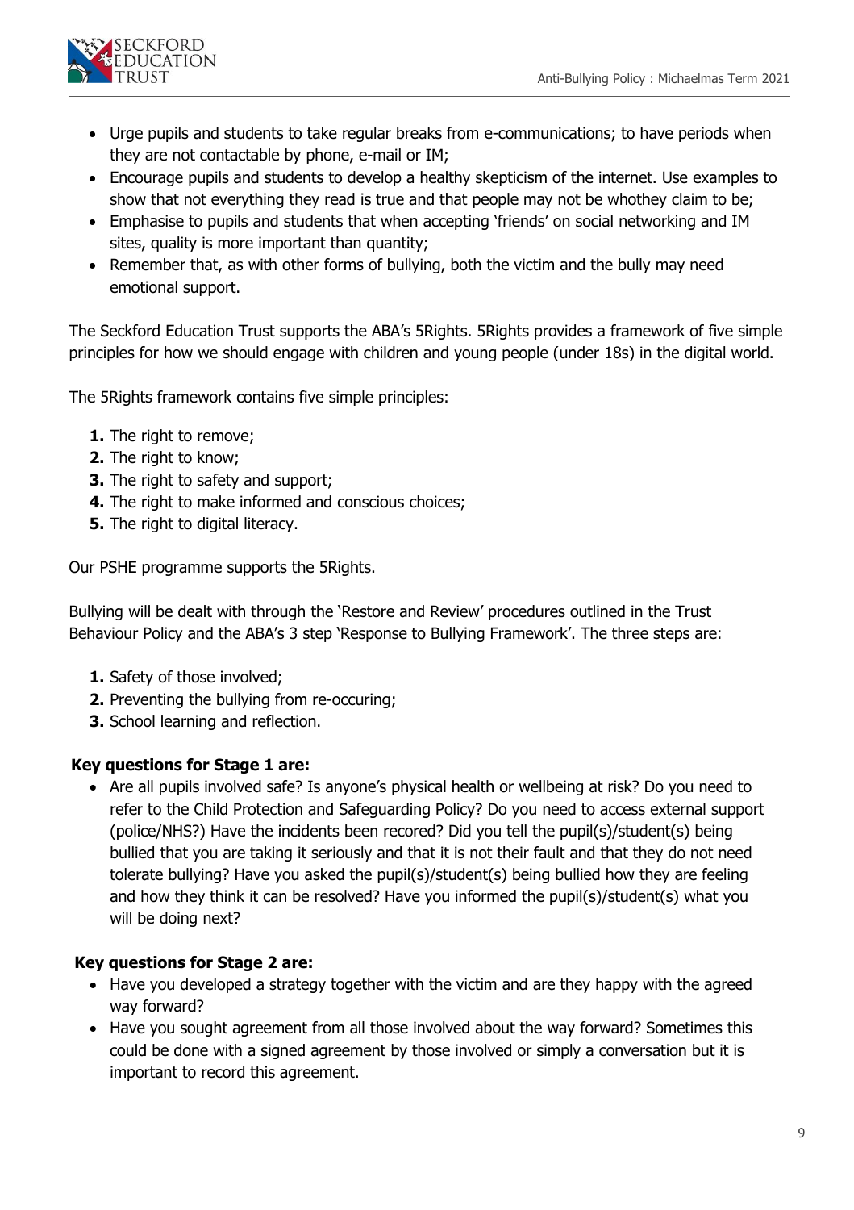- Urge pupils and students to take regular breaks from e-communications; to have periods when they are not contactable by phone, e-mail or IM;
- Encourage pupils and students to develop a healthy skepticism of the internet. Use examples to show that not everything they read is true and that people may not be whothey claim to be;
- Emphasise to pupils and students that when accepting 'friends' on social networking and IM sites, quality is more important than quantity;
- Remember that, as with other forms of bullying, both the victim and the bully may need emotional support.

The Seckford Education Trust supports the ABA's 5Rights. 5Rights provides a framework of five simple principles for how we should engage with children and young people (under 18s) in the digital world.

The 5Rights framework contains five simple principles:

1. The right to remove;
2. The right to know;
3. The right to safety and support;
4. The right to make informed and conscious choices;
5. The right to digital literacy.

Our PSHE programme supports the 5Rights.

Bullying will be dealt with through the 'Restore and Review' procedures outlined in the Trust Behaviour Policy and the ABA's 3 step 'Response to Bullying Framework'. The three steps are:

1. Safety of those involved;
2. Preventing the bullying from re-occuring;
3. School learning and reflection.

**Key questions for Stage 1 are:**

- Are all pupils involved safe? Is anyone's physical health or wellbeing at risk? Do you need to refer to the Child Protection and Safeguarding Policy? Do you need to access external support (police/NHS?) Have the incidents been recored? Did you tell the pupil(s)/student(s) being bullied that you are taking it seriously and that it is not their fault and that they do not need tolerate bullying? Have you asked the pupil(s)/student(s) being bullied how they are feeling and how they think it can be resolved? Have you informed the pupil(s)/student(s) what you will be doing next?

**Key questions for Stage 2 are:**

- Have you developed a strategy together with the victim and are they happy with the agreed way forward?
- Have you sought agreement from all those involved about the way forward? Sometimes this could be done with a signed agreement by those involved or simply a conversation but it is important to record this agreement.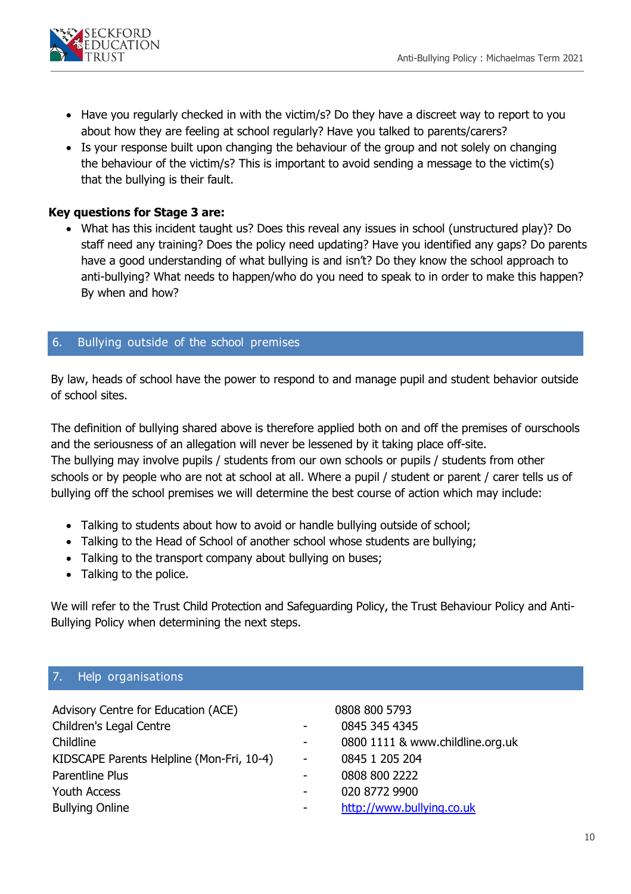- Have you regularly checked in with the victim/s? Do they have a discreet way to report to you about how they are feeling at school regularly? Have you talked to parents/carers?
- Is your response built upon changing the behaviour of the group and not solely on changing the behaviour of the victim/s? This is important to avoid sending a message to the victim(s) that the bullying is their fault.

**Key questions for Stage 3 are:**

- What has this incident taught us? Does this reveal any issues in school (unstructured play)? Do staff need any training? Does the policy need updating? Have you identified any gaps? Do parents have a good understanding of what bullying is and isn't? Do they know the school approach to anti-bullying? What needs to happen/who do you need to speak to in order to make this happen? By when and how?

## 6. Bullying outside of the school premises

By law, heads of school have the power to respond to and manage pupil and student behavior outside of school sites.

The definition of bullying shared above is therefore applied both on and off the premises of ourschools and the seriousness of an allegation will never be lessened by it taking place off-site.
The bullying may involve pupils / students from our own schools or pupils / students from other schools or by people who are not at school at all. Where a pupil / student or parent / carer tells us of bullying off the school premises we will determine the best course of action which may include:

- Talking to students about how to avoid or handle bullying outside of school;
- Talking to the Head of School of another school whose students are bullying;
- Talking to the transport company about bullying on buses;
- Talking to the police.

We will refer to the Trust Child Protection and Safeguarding Policy, the Trust Behaviour Policy and Anti-Bullying Policy when determining the next steps.

## 7. Help organisations

| | | |
|---|---|---|
| Advisory Centre for Education (ACE) | | 0808 800 5793 |
| Children's Legal Centre | - | 0845 345 4345 |
| Childline | - | 0800 1111 & www.childline.org.uk |
| KIDSCAPE Parents Helpline (Mon-Fri, 10-4) | - | 0845 1 205 204 |
| Parentline Plus | - | 0808 800 2222 |
| Youth Access | - | 020 8772 9900 |
| Bullying Online | - | http://www.bullying.co.uk |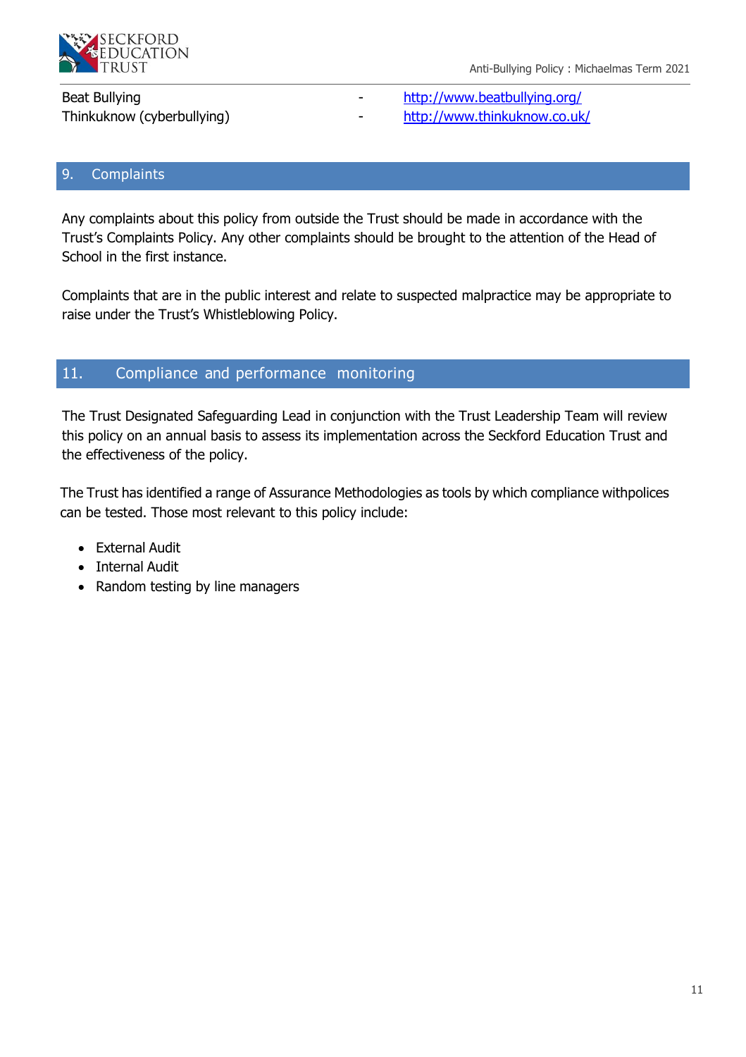Beat Bullying - http://www.beatbullying.org/
Thinkuknow (cyberbullying) - http://www.thinkuknow.co.uk/

## 9. Complaints

Any complaints about this policy from outside the Trust should be made in accordance with the Trust's Complaints Policy. Any other complaints should be brought to the attention of the Head of School in the first instance.

Complaints that are in the public interest and relate to suspected malpractice may be appropriate to raise under the Trust's Whistleblowing Policy.

## 11. Compliance and performance monitoring

The Trust Designated Safeguarding Lead in conjunction with the Trust Leadership Team will review this policy on an annual basis to assess its implementation across the Seckford Education Trust and the effectiveness of the policy.

The Trust has identified a range of Assurance Methodologies as tools by which compliance withpolices can be tested. Those most relevant to this policy include:

- External Audit
- Internal Audit
- Random testing by line managers